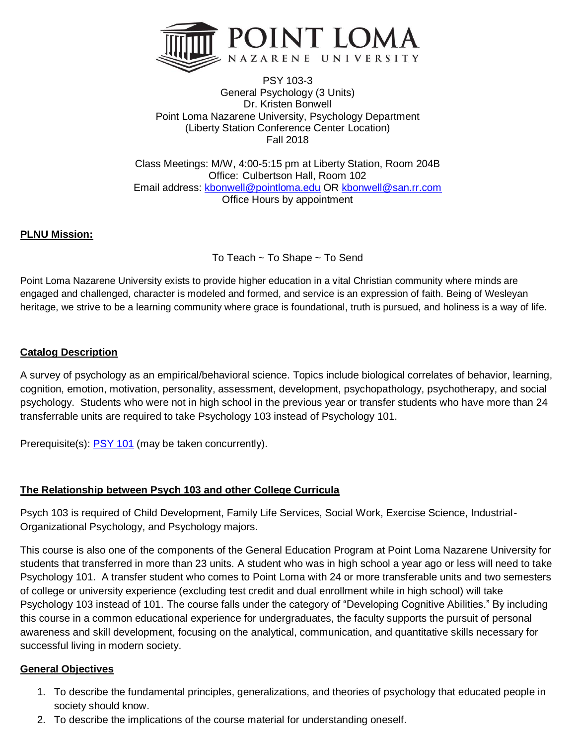# POINT LOMA NAZARENE UNIVERSITY

PSY 103-3
General Psychology (3 Units)
Dr. Kristen Bonwell
Point Loma Nazarene University, Psychology Department
(Liberty Station Conference Center Location)
Fall 2018

Class Meetings: M/W, 4:00-5:15 pm at Liberty Station, Room 204B
Office: Culbertson Hall, Room 102
Email address: kbonwell@pointloma.edu OR kbonwell@san.rr.com
Office Hours by appointment

## PLNU Mission:

To Teach ~ To Shape ~ To Send

Point Loma Nazarene University exists to provide higher education in a vital Christian community where minds are engaged and challenged, character is modeled and formed, and service is an expression of faith. Being of Wesleyan heritage, we strive to be a learning community where grace is foundational, truth is pursued, and holiness is a way of life.

## Catalog Description

A survey of psychology as an empirical/behavioral science. Topics include biological correlates of behavior, learning, cognition, emotion, motivation, personality, assessment, development, psychopathology, psychotherapy, and social psychology. Students who were not in high school in the previous year or transfer students who have more than 24 transferrable units are required to take Psychology 103 instead of Psychology 101.

Prerequisite(s): PSY 101 (may be taken concurrently).

## The Relationship between Psych 103 and other College Curricula

Psych 103 is required of Child Development, Family Life Services, Social Work, Exercise Science, Industrial-Organizational Psychology, and Psychology majors.

This course is also one of the components of the General Education Program at Point Loma Nazarene University for students that transferred in more than 23 units. A student who was in high school a year ago or less will need to take Psychology 101. A transfer student who comes to Point Loma with 24 or more transferable units and two semesters of college or university experience (excluding test credit and dual enrollment while in high school) will take Psychology 103 instead of 101. The course falls under the category of "Developing Cognitive Abilities." By including this course in a common educational experience for undergraduates, the faculty supports the pursuit of personal awareness and skill development, focusing on the analytical, communication, and quantitative skills necessary for successful living in modern society.

## General Objectives

1. To describe the fundamental principles, generalizations, and theories of psychology that educated people in society should know.
2. To describe the implications of the course material for understanding oneself.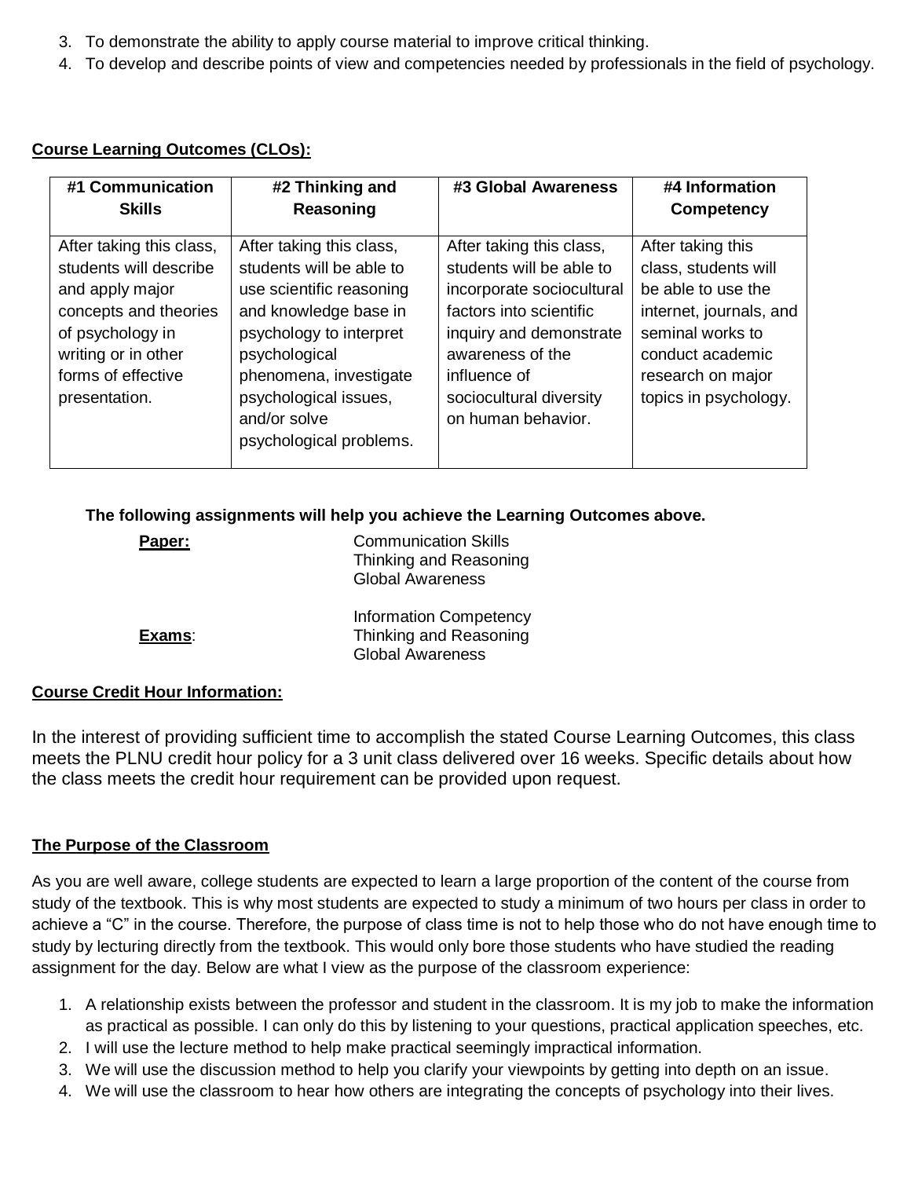3. To demonstrate the ability to apply course material to improve critical thinking.
4. To develop and describe points of view and competencies needed by professionals in the field of psychology.

**Course Learning Outcomes (CLOs):**

| #1 Communication Skills | #2 Thinking and Reasoning | #3 Global Awareness | #4 Information Competency |
|---|---|---|---|
| After taking this class, students will describe and apply major concepts and theories of psychology in writing or in other forms of effective presentation. | After taking this class, students will be able to use scientific reasoning and knowledge base in psychology to interpret psychological phenomena, investigate psychological issues, and/or solve psychological problems. | After taking this class, students will be able to incorporate sociocultural factors into scientific inquiry and demonstrate awareness of the influence of sociocultural diversity on human behavior. | After taking this class, students will be able to use the internet, journals, and seminal works to conduct academic research on major topics in psychology. |

**The following assignments will help you achieve the Learning Outcomes above.**

**Paper:**
- Communication Skills
- Thinking and Reasoning
- Global Awareness
- Information Competency

**Exams:**
- Thinking and Reasoning
- Global Awareness

**Course Credit Hour Information:**

In the interest of providing sufficient time to accomplish the stated Course Learning Outcomes, this class meets the PLNU credit hour policy for a 3 unit class delivered over 16 weeks. Specific details about how the class meets the credit hour requirement can be provided upon request.

**The Purpose of the Classroom**

As you are well aware, college students are expected to learn a large proportion of the content of the course from study of the textbook. This is why most students are expected to study a minimum of two hours per class in order to achieve a "C" in the course. Therefore, the purpose of class time is not to help those who do not have enough time to study by lecturing directly from the textbook. This would only bore those students who have studied the reading assignment for the day. Below are what I view as the purpose of the classroom experience:

1. A relationship exists between the professor and student in the classroom. It is my job to make the information as practical as possible. I can only do this by listening to your questions, practical application speeches, etc.
2. I will use the lecture method to help make practical seemingly impractical information.
3. We will use the discussion method to help you clarify your viewpoints by getting into depth on an issue.
4. We will use the classroom to hear how others are integrating the concepts of psychology into their lives.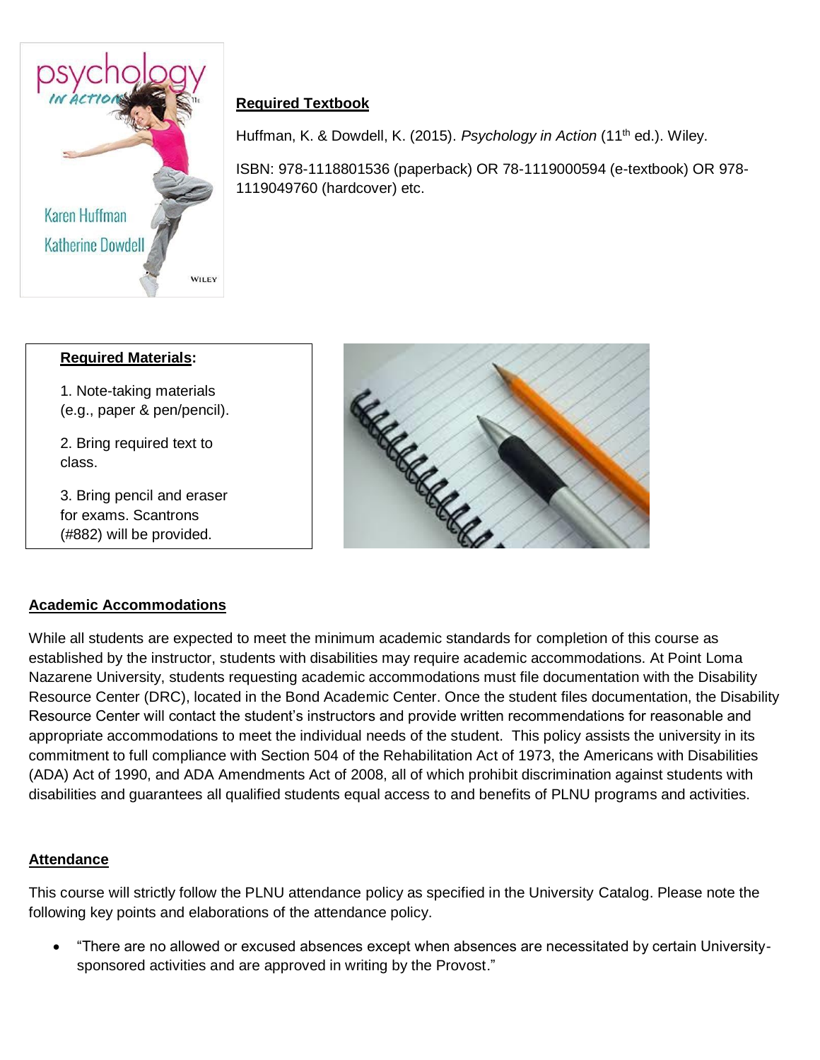## Required Textbook

Huffman, K. & Dowdell, K. (2015). *Psychology in Action* (11th ed.). Wiley.

ISBN: 978-1118801536 (paperback) OR 78-1119000594 (e-textbook) OR 978-1119049760 (hardcover) etc.

**Required Materials:**

1. Note-taking materials (e.g., paper & pen/pencil).

2. Bring required text to class.

3. Bring pencil and eraser for exams. Scantrons (#882) will be provided.

## Academic Accommodations

While all students are expected to meet the minimum academic standards for completion of this course as established by the instructor, students with disabilities may require academic accommodations. At Point Loma Nazarene University, students requesting academic accommodations must file documentation with the Disability Resource Center (DRC), located in the Bond Academic Center. Once the student files documentation, the Disability Resource Center will contact the student's instructors and provide written recommendations for reasonable and appropriate accommodations to meet the individual needs of the student. This policy assists the university in its commitment to full compliance with Section 504 of the Rehabilitation Act of 1973, the Americans with Disabilities (ADA) Act of 1990, and ADA Amendments Act of 2008, all of which prohibit discrimination against students with disabilities and guarantees all qualified students equal access to and benefits of PLNU programs and activities.

## Attendance

This course will strictly follow the PLNU attendance policy as specified in the University Catalog. Please note the following key points and elaborations of the attendance policy.

- "There are no allowed or excused absences except when absences are necessitated by certain University-sponsored activities and are approved in writing by the Provost."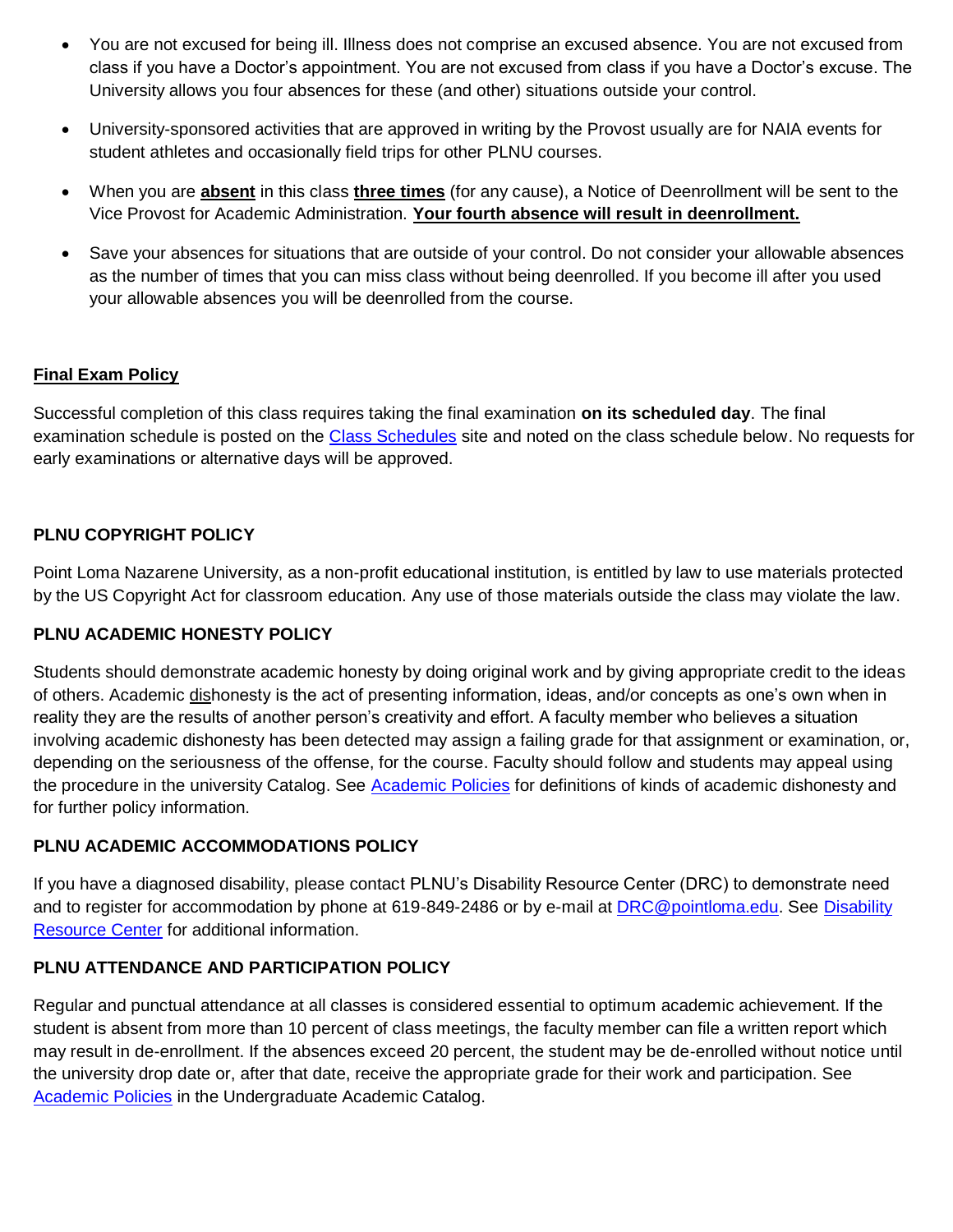- You are not excused for being ill. Illness does not comprise an excused absence. You are not excused from class if you have a Doctor's appointment. You are not excused from class if you have a Doctor's excuse. The University allows you four absences for these (and other) situations outside your control.
- University-sponsored activities that are approved in writing by the Provost usually are for NAIA events for student athletes and occasionally field trips for other PLNU courses.
- When you are **absent** in this class **three times** (for any cause), a Notice of Deenrollment will be sent to the Vice Provost for Academic Administration. **Your fourth absence will result in deenrollment.**
- Save your absences for situations that are outside of your control. Do not consider your allowable absences as the number of times that you can miss class without being deenrolled. If you become ill after you used your allowable absences you will be deenrolled from the course.

## Final Exam Policy

Successful completion of this class requires taking the final examination **on its scheduled day**. The final examination schedule is posted on the Class Schedules site and noted on the class schedule below. No requests for early examinations or alternative days will be approved.

## PLNU COPYRIGHT POLICY

Point Loma Nazarene University, as a non-profit educational institution, is entitled by law to use materials protected by the US Copyright Act for classroom education. Any use of those materials outside the class may violate the law.

## PLNU ACADEMIC HONESTY POLICY

Students should demonstrate academic honesty by doing original work and by giving appropriate credit to the ideas of others. Academic dishonesty is the act of presenting information, ideas, and/or concepts as one's own when in reality they are the results of another person's creativity and effort. A faculty member who believes a situation involving academic dishonesty has been detected may assign a failing grade for that assignment or examination, or, depending on the seriousness of the offense, for the course. Faculty should follow and students may appeal using the procedure in the university Catalog. See Academic Policies for definitions of kinds of academic dishonesty and for further policy information.

## PLNU ACADEMIC ACCOMMODATIONS POLICY

If you have a diagnosed disability, please contact PLNU's Disability Resource Center (DRC) to demonstrate need and to register for accommodation by phone at 619-849-2486 or by e-mail at DRC@pointloma.edu. See Disability Resource Center for additional information.

## PLNU ATTENDANCE AND PARTICIPATION POLICY

Regular and punctual attendance at all classes is considered essential to optimum academic achievement. If the student is absent from more than 10 percent of class meetings, the faculty member can file a written report which may result in de-enrollment. If the absences exceed 20 percent, the student may be de-enrolled without notice until the university drop date or, after that date, receive the appropriate grade for their work and participation. See Academic Policies in the Undergraduate Academic Catalog.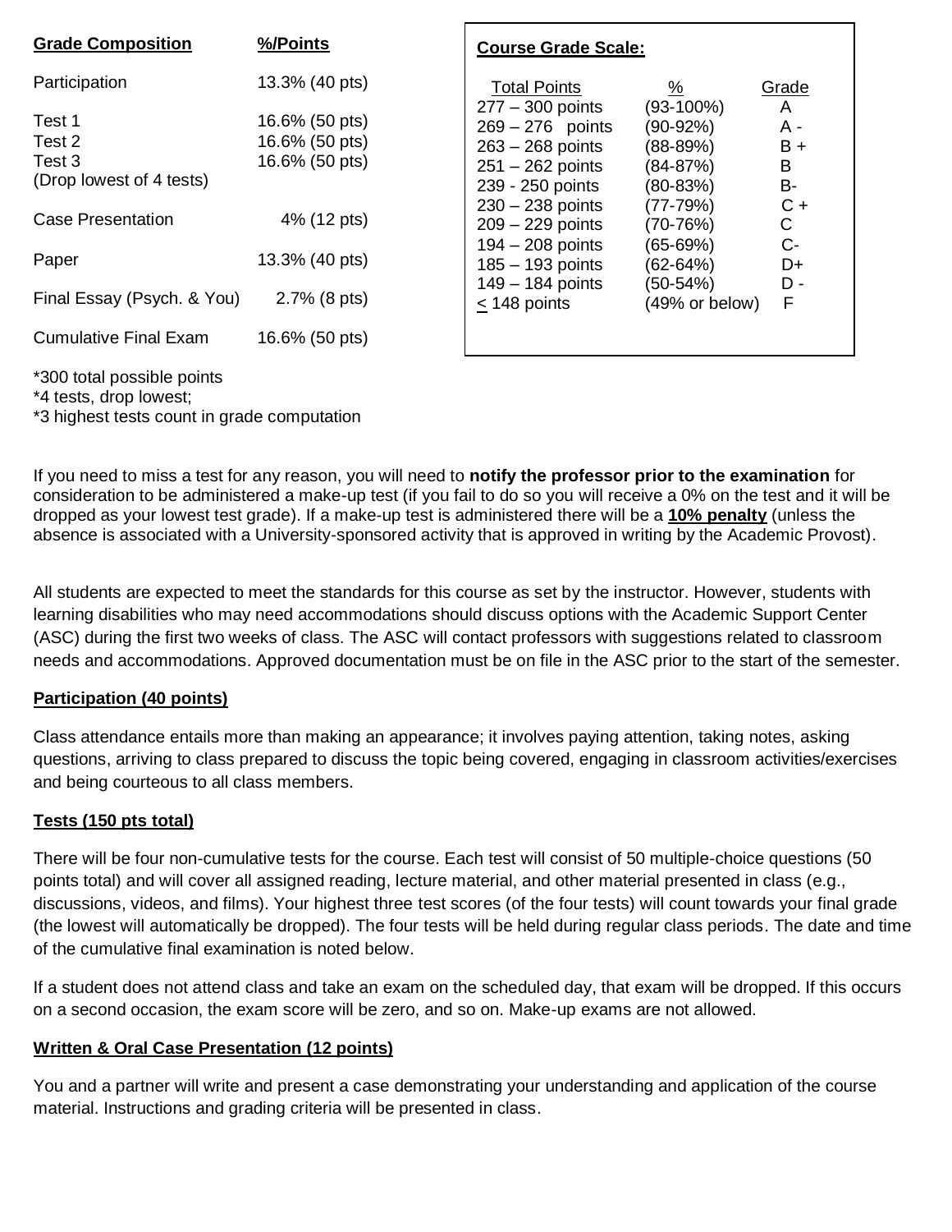| Grade Composition | %/Points |
|---|---|
| Participation | 13.3% (40 pts) |
| Test 1 | 16.6% (50 pts) |
| Test 2 | 16.6% (50 pts) |
| Test 3 | 16.6% (50 pts) |
| (Drop lowest of 4 tests) | |
| Case Presentation | 4% (12 pts) |
| Paper | 13.3% (40 pts) |
| Final Essay (Psych. & You) | 2.7% (8 pts) |
| Cumulative Final Exam | 16.6% (50 pts) |

*300 total possible points
*4 tests, drop lowest;
*3 highest tests count in grade computation

**Course Grade Scale:**

| Total Points | % | Grade |
|---|---|---|
| 277 – 300 points | (93-100%) | A |
| 269 – 276 points | (90-92%) | A - |
| 263 – 268 points | (88-89%) | B + |
| 251 – 262 points | (84-87%) | B |
| 239 - 250 points | (80-83%) | B- |
| 230 – 238 points | (77-79%) | C + |
| 209 – 229 points | (70-76%) | C |
| 194 – 208 points | (65-69%) | C- |
| 185 – 193 points | (62-64%) | D+ |
| 149 – 184 points | (50-54%) | D - |
| ≤ 148 points | (49% or below) | F |

If you need to miss a test for any reason, you will need to **notify the professor prior to the examination** for consideration to be administered a make-up test (if you fail to do so you will receive a 0% on the test and it will be dropped as your lowest test grade). If a make-up test is administered there will be a **10% penalty** (unless the absence is associated with a University-sponsored activity that is approved in writing by the Academic Provost).

All students are expected to meet the standards for this course as set by the instructor. However, students with learning disabilities who may need accommodations should discuss options with the Academic Support Center (ASC) during the first two weeks of class. The ASC will contact professors with suggestions related to classroom needs and accommodations. Approved documentation must be on file in the ASC prior to the start of the semester.

**Participation (40 points)**

Class attendance entails more than making an appearance; it involves paying attention, taking notes, asking questions, arriving to class prepared to discuss the topic being covered, engaging in classroom activities/exercises and being courteous to all class members.

**Tests (150 pts total)**

There will be four non-cumulative tests for the course. Each test will consist of 50 multiple-choice questions (50 points total) and will cover all assigned reading, lecture material, and other material presented in class (e.g., discussions, videos, and films). Your highest three test scores (of the four tests) will count towards your final grade (the lowest will automatically be dropped). The four tests will be held during regular class periods. The date and time of the cumulative final examination is noted below.

If a student does not attend class and take an exam on the scheduled day, that exam will be dropped. If this occurs on a second occasion, the exam score will be zero, and so on. Make-up exams are not allowed.

**Written & Oral Case Presentation (12 points)**

You and a partner will write and present a case demonstrating your understanding and application of the course material. Instructions and grading criteria will be presented in class.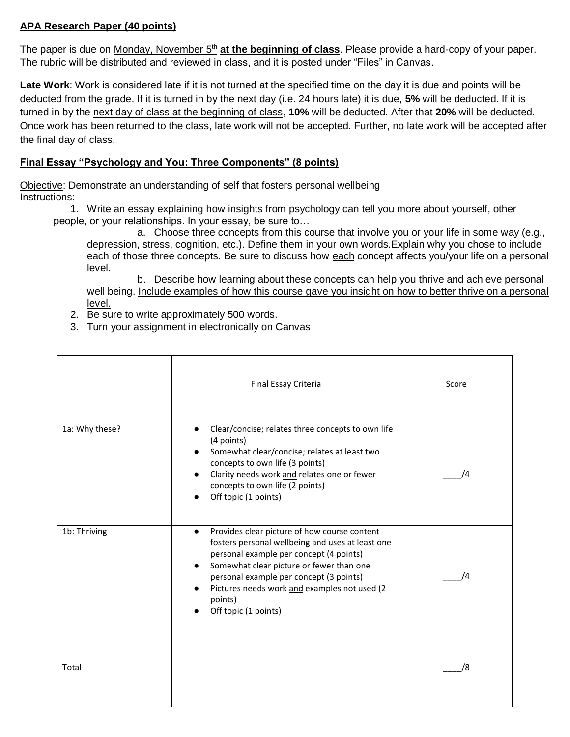**APA Research Paper (40 points)**

The paper is due on Monday, November 5th **at the beginning of class**. Please provide a hard-copy of your paper. The rubric will be distributed and reviewed in class, and it is posted under "Files" in Canvas.

**Late Work**: Work is considered late if it is not turned at the specified time on the day it is due and points will be deducted from the grade. If it is turned in by the next day (i.e. 24 hours late) it is due, **5%** will be deducted. If it is turned in by the next day of class at the beginning of class, **10%** will be deducted. After that **20%** will be deducted. Once work has been returned to the class, late work will not be accepted. Further, no late work will be accepted after the final day of class.

**Final Essay "Psychology and You: Three Components" (8 points)**

Objective: Demonstrate an understanding of self that fosters personal wellbeing

Instructions:

1. Write an essay explaining how insights from psychology can tell you more about yourself, other people, or your relationships. In your essay, be sure to…
   a. Choose three concepts from this course that involve you or your life in some way (e.g., depression, stress, cognition, etc.). Define them in your own words.Explain why you chose to include each of those three concepts. Be sure to discuss how each concept affects you/your life on a personal level.
   b. Describe how learning about these concepts can help you thrive and achieve personal well being. Include examples of how this course gave you insight on how to better thrive on a personal level.
2. Be sure to write approximately 500 words.
3. Turn your assignment in electronically on Canvas

| | Final Essay Criteria | Score |
|---|---|---|
| 1a: Why these? | • Clear/concise; relates three concepts to own life (4 points)<br>• Somewhat clear/concise; relates at least two concepts to own life (3 points)<br>• Clarity needs work and relates one or fewer concepts to own life (2 points)<br>• Off topic (1 points) | ____/4 |
| 1b: Thriving | • Provides clear picture of how course content fosters personal wellbeing and uses at least one personal example per concept (4 points)<br>• Somewhat clear picture or fewer than one personal example per concept (3 points)<br>• Pictures needs work and examples not used (2 points)<br>• Off topic (1 points) | ____/4 |
| Total | | ____/8 |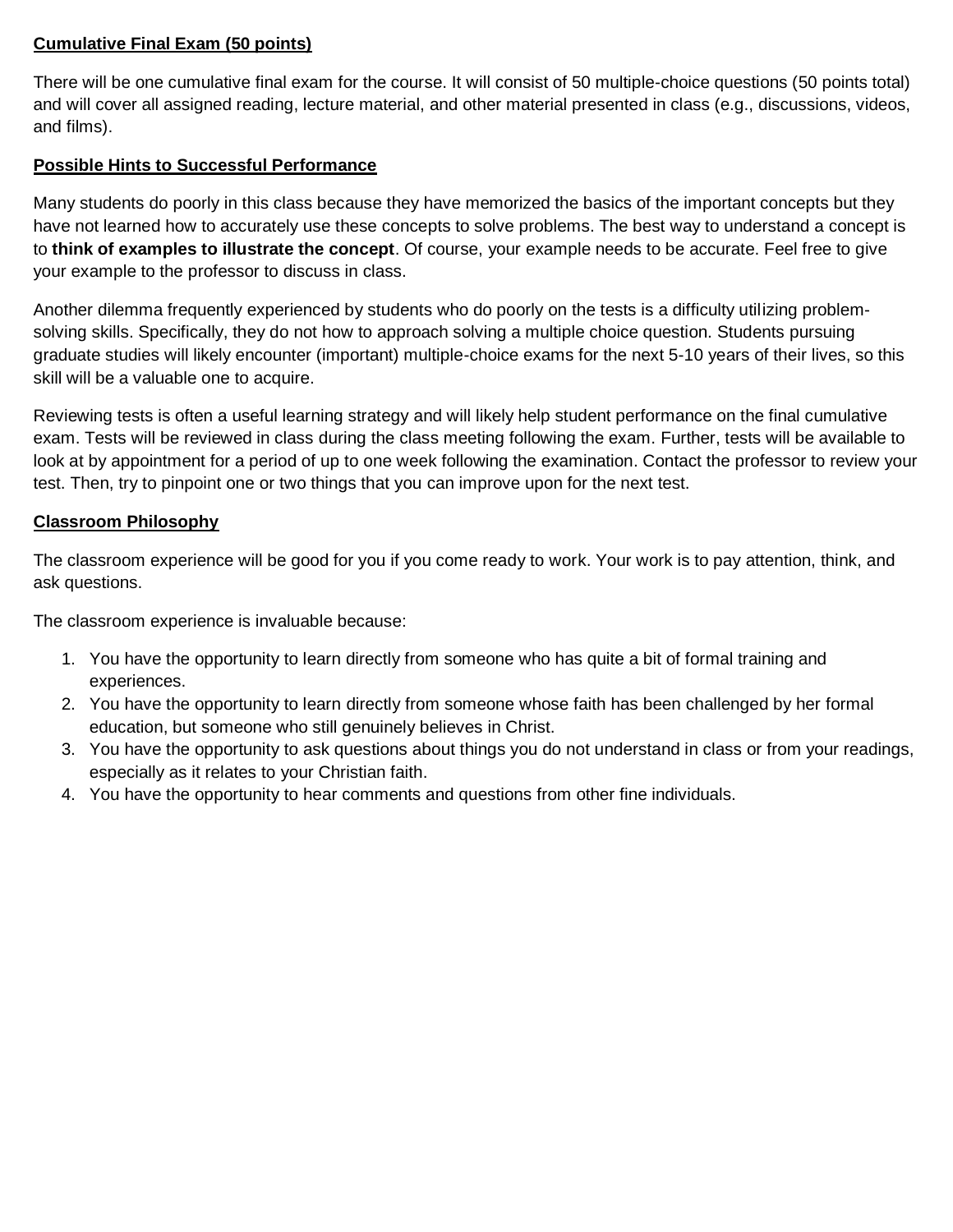**Cumulative Final Exam (50 points)**

There will be one cumulative final exam for the course. It will consist of 50 multiple-choice questions (50 points total) and will cover all assigned reading, lecture material, and other material presented in class (e.g., discussions, videos, and films).

**Possible Hints to Successful Performance**

Many students do poorly in this class because they have memorized the basics of the important concepts but they have not learned how to accurately use these concepts to solve problems. The best way to understand a concept is to **think of examples to illustrate the concept**. Of course, your example needs to be accurate. Feel free to give your example to the professor to discuss in class.

Another dilemma frequently experienced by students who do poorly on the tests is a difficulty utilizing problem-solving skills. Specifically, they do not how to approach solving a multiple choice question. Students pursuing graduate studies will likely encounter (important) multiple-choice exams for the next 5-10 years of their lives, so this skill will be a valuable one to acquire.

Reviewing tests is often a useful learning strategy and will likely help student performance on the final cumulative exam. Tests will be reviewed in class during the class meeting following the exam. Further, tests will be available to look at by appointment for a period of up to one week following the examination. Contact the professor to review your test. Then, try to pinpoint one or two things that you can improve upon for the next test.

**Classroom Philosophy**

The classroom experience will be good for you if you come ready to work. Your work is to pay attention, think, and ask questions.

The classroom experience is invaluable because:

1. You have the opportunity to learn directly from someone who has quite a bit of formal training and experiences.
2. You have the opportunity to learn directly from someone whose faith has been challenged by her formal education, but someone who still genuinely believes in Christ.
3. You have the opportunity to ask questions about things you do not understand in class or from your readings, especially as it relates to your Christian faith.
4. You have the opportunity to hear comments and questions from other fine individuals.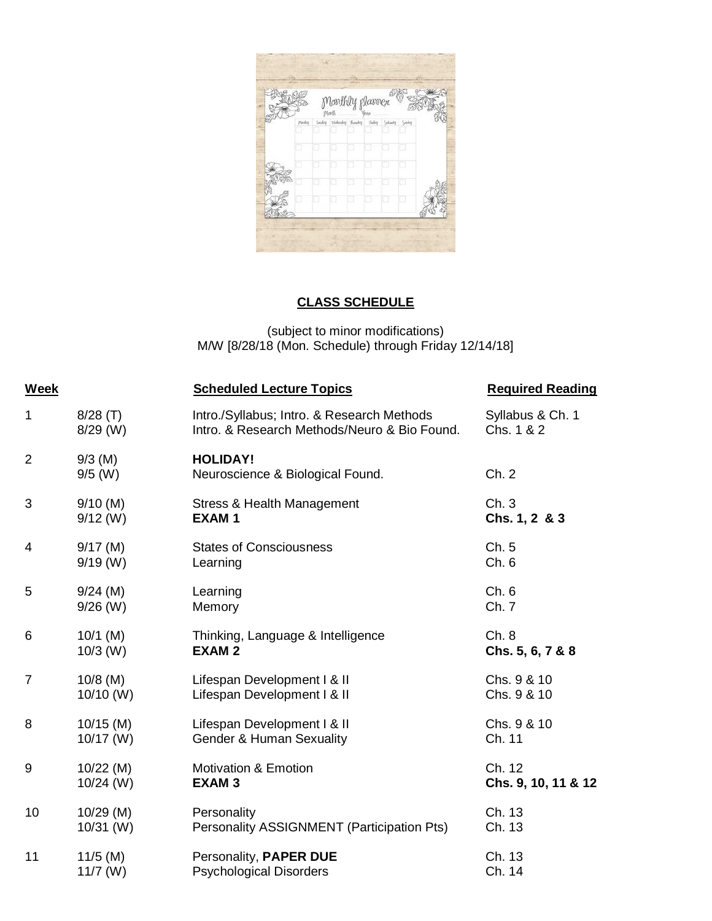## CLASS SCHEDULE

(subject to minor modifications)
M/W [8/28/18 (Mon. Schedule) through Friday 12/14/18]

| Week | | Scheduled Lecture Topics | Required Reading |
|---|---|---|---|
| 1 | 8/28 (T) | Intro./Syllabus; Intro. & Research Methods | Syllabus & Ch. 1 |
| | 8/29 (W) | Intro. & Research Methods/Neuro & Bio Found. | Chs. 1 & 2 |
| 2 | 9/3 (M) | **HOLIDAY!** | |
| | 9/5 (W) | Neuroscience & Biological Found. | Ch. 2 |
| 3 | 9/10 (M) | Stress & Health Management | Ch. 3 |
| | 9/12 (W) | **EXAM 1** | **Chs. 1, 2 & 3** |
| 4 | 9/17 (M) | States of Consciousness | Ch. 5 |
| | 9/19 (W) | Learning | Ch. 6 |
| 5 | 9/24 (M) | Learning | Ch. 6 |
| | 9/26 (W) | Memory | Ch. 7 |
| 6 | 10/1 (M) | Thinking, Language & Intelligence | Ch. 8 |
| | 10/3 (W) | **EXAM 2** | **Chs. 5, 6, 7 & 8** |
| 7 | 10/8 (M) | Lifespan Development I & II | Chs. 9 & 10 |
| | 10/10 (W) | Lifespan Development I & II | Chs. 9 & 10 |
| 8 | 10/15 (M) | Lifespan Development I & II | Chs. 9 & 10 |
| | 10/17 (W) | Gender & Human Sexuality | Ch. 11 |
| 9 | 10/22 (M) | Motivation & Emotion | Ch. 12 |
| | 10/24 (W) | **EXAM 3** | **Chs. 9, 10, 11 & 12** |
| 10 | 10/29 (M) | Personality | Ch. 13 |
| | 10/31 (W) | Personality ASSIGNMENT (Participation Pts) | Ch. 13 |
| 11 | 11/5 (M) | Personality, **PAPER DUE** | Ch. 13 |
| | 11/7 (W) | Psychological Disorders | Ch. 14 |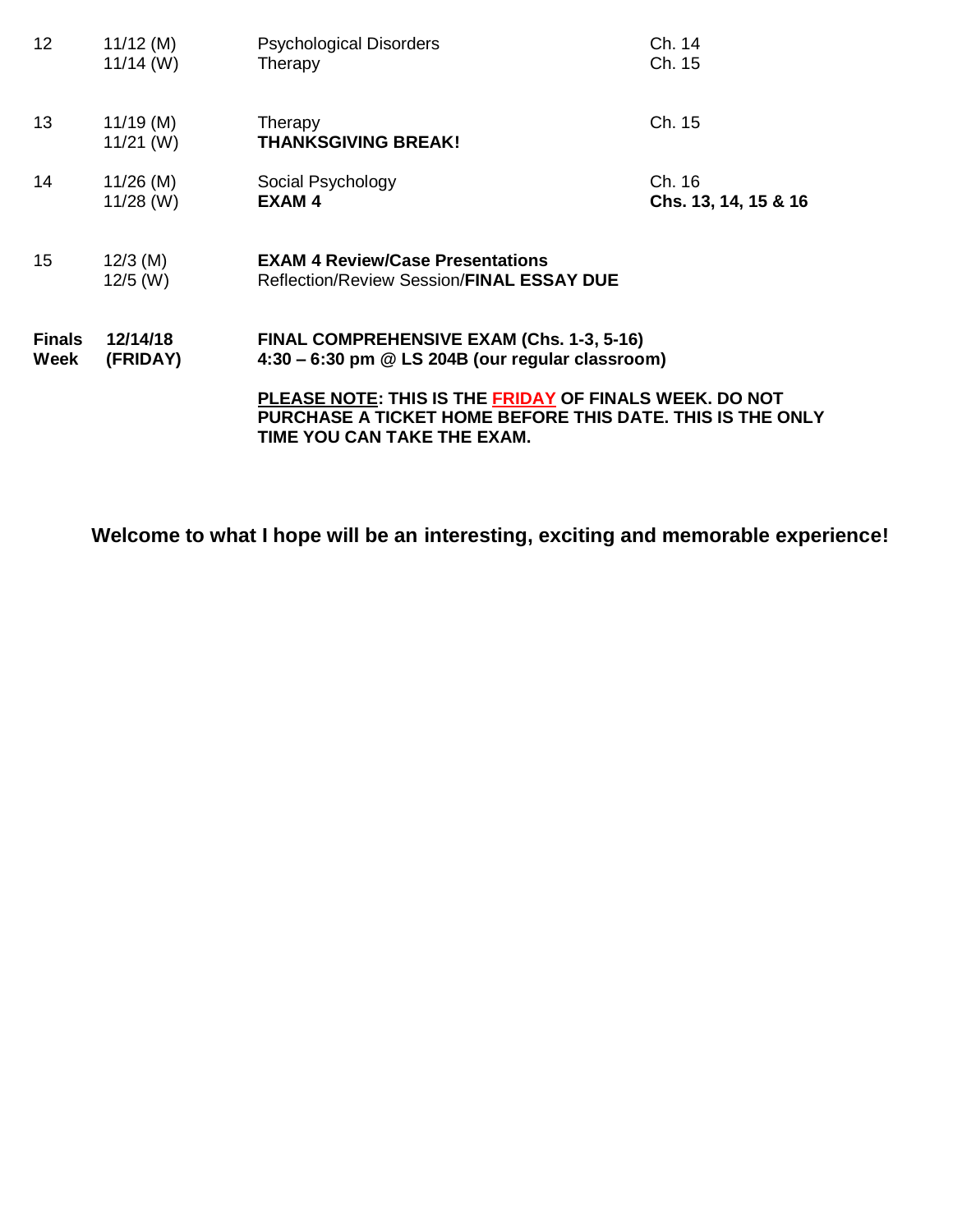| | | | |
|---|---|---|---|
| 12 | 11/12 (M)<br>11/14 (W) | Psychological Disorders<br>Therapy | Ch. 14<br>Ch. 15 |
| 13 | 11/19 (M)<br>11/21 (W) | Therapy<br>**THANKSGIVING BREAK!** | Ch. 15 |
| 14 | 11/26 (M)<br>11/28 (W) | Social Psychology<br>**EXAM 4** | Ch. 16<br>**Chs. 13, 14, 15 & 16** |
| 15 | 12/3 (M)<br>12/5 (W) | **EXAM 4 Review/Case Presentations**<br>Reflection/Review Session/**FINAL ESSAY DUE** | |
| **Finals Week** | **12/14/18 (FRIDAY)** | **FINAL COMPREHENSIVE EXAM (Chs. 1-3, 5-16)**<br>**4:30 – 6:30 pm @ LS 204B (our regular classroom)**<br><br>**PLEASE NOTE: THIS IS THE FRIDAY OF FINALS WEEK. DO NOT PURCHASE A TICKET HOME BEFORE THIS DATE. THIS IS THE ONLY TIME YOU CAN TAKE THE EXAM.** | |

**Welcome to what I hope will be an interesting, exciting and memorable experience!**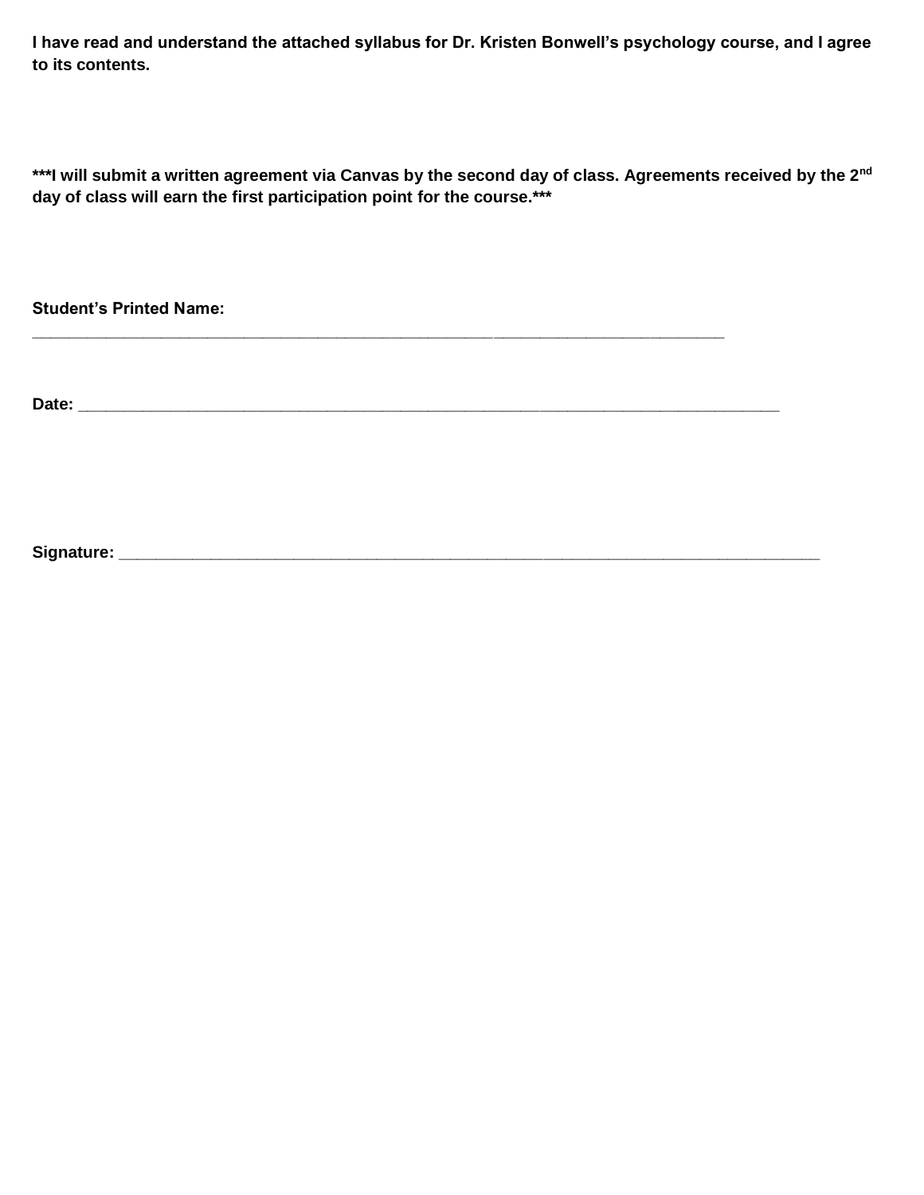**I have read and understand the attached syllabus for Dr. Kristen Bonwell's psychology course, and I agree to its contents.**

**\*\*\*I will submit a written agreement via Canvas by the second day of class. Agreements received by the 2nd day of class will earn the first participation point for the course.\*\*\***

**Student's Printed Name:**
________________________________________________________________________

**Date:** ________________________________________________________________________

**Signature:** ________________________________________________________________________